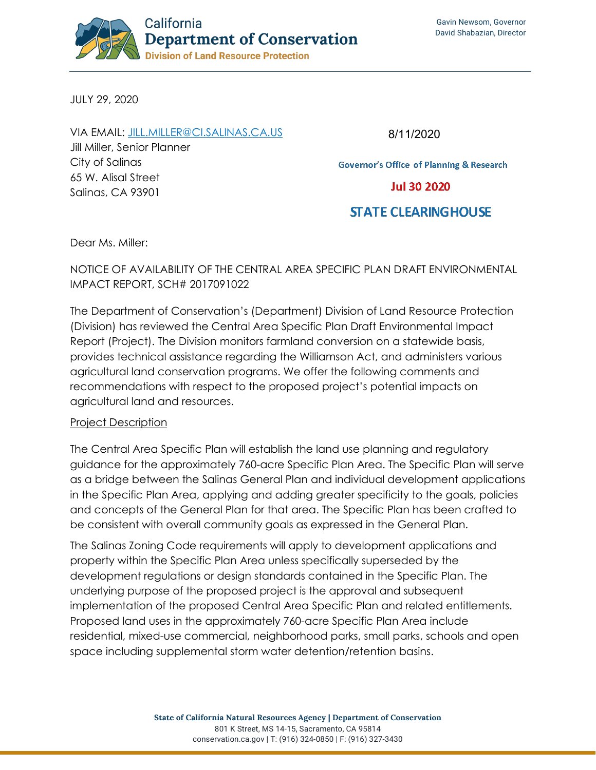California
**Department of Conservation**
Division of Land Resource Protection

Gavin Newsom, Governor
David Shabazian, Director

JULY 29, 2020

VIA EMAIL: [JILL.MILLER@CI.SALINAS.CA.US](mailto:JILL.MILLER@CI.SALINAS.CA.US)
Jill Miller, Senior Planner
City of Salinas
65 W. Alisal Street
Salinas, CA 93901

8/11/2020

Governor's Office of Planning & Research

Jul 30 2020

STATE CLEARINGHOUSE

Dear Ms. Miller:

NOTICE OF AVAILABILITY OF THE CENTRAL AREA SPECIFIC PLAN DRAFT ENVIRONMENTAL IMPACT REPORT, SCH# 2017091022

The Department of Conservation's (Department) Division of Land Resource Protection (Division) has reviewed the Central Area Specific Plan Draft Environmental Impact Report (Project). The Division monitors farmland conversion on a statewide basis, provides technical assistance regarding the Williamson Act, and administers various agricultural land conservation programs. We offer the following comments and recommendations with respect to the proposed project's potential impacts on agricultural land and resources.

Project Description

The Central Area Specific Plan will establish the land use planning and regulatory guidance for the approximately 760-acre Specific Plan Area. The Specific Plan will serve as a bridge between the Salinas General Plan and individual development applications in the Specific Plan Area, applying and adding greater specificity to the goals, policies and concepts of the General Plan for that area. The Specific Plan has been crafted to be consistent with overall community goals as expressed in the General Plan.

The Salinas Zoning Code requirements will apply to development applications and property within the Specific Plan Area unless specifically superseded by the development regulations or design standards contained in the Specific Plan. The underlying purpose of the proposed project is the approval and subsequent implementation of the proposed Central Area Specific Plan and related entitlements. Proposed land uses in the approximately 760-acre Specific Plan Area include residential, mixed-use commercial, neighborhood parks, small parks, schools and open space including supplemental storm water detention/retention basins.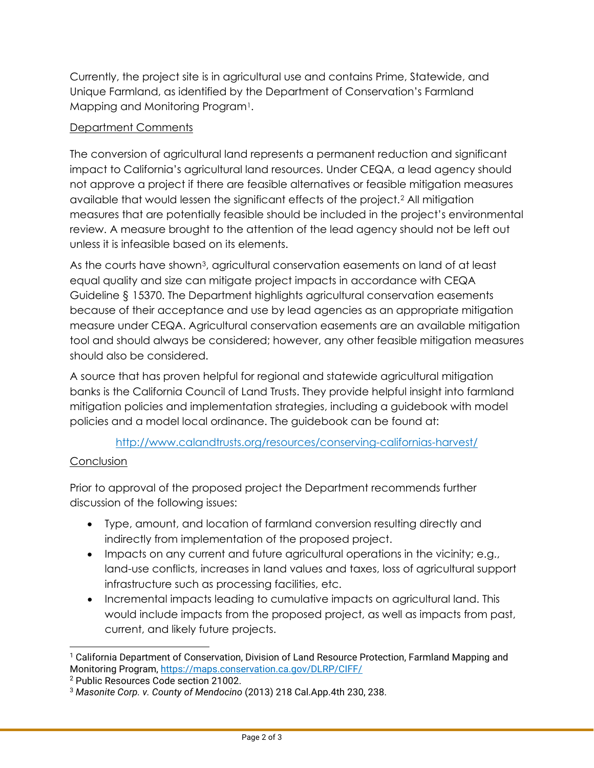Currently, the project site is in agricultural use and contains Prime, Statewide, and Unique Farmland, as identified by the Department of Conservation's Farmland Mapping and Monitoring Program[1].

<u>Department Comments</u>

The conversion of agricultural land represents a permanent reduction and significant impact to California's agricultural land resources. Under CEQA, a lead agency should not approve a project if there are feasible alternatives or feasible mitigation measures available that would lessen the significant effects of the project.[2] All mitigation measures that are potentially feasible should be included in the project's environmental review. A measure brought to the attention of the lead agency should not be left out unless it is infeasible based on its elements.

As the courts have shown[3], agricultural conservation easements on land of at least equal quality and size can mitigate project impacts in accordance with CEQA Guideline § 15370. The Department highlights agricultural conservation easements because of their acceptance and use by lead agencies as an appropriate mitigation measure under CEQA. Agricultural conservation easements are an available mitigation tool and should always be considered; however, any other feasible mitigation measures should also be considered.

A source that has proven helpful for regional and statewide agricultural mitigation banks is the California Council of Land Trusts. They provide helpful insight into farmland mitigation policies and implementation strategies, including a guidebook with model policies and a model local ordinance. The guidebook can be found at:

http://www.calandtrusts.org/resources/conserving-californias-harvest/

<u>Conclusion</u>

Prior to approval of the proposed project the Department recommends further discussion of the following issues:

- Type, amount, and location of farmland conversion resulting directly and indirectly from implementation of the proposed project.
- Impacts on any current and future agricultural operations in the vicinity; e.g., land-use conflicts, increases in land values and taxes, loss of agricultural support infrastructure such as processing facilities, etc.
- Incremental impacts leading to cumulative impacts on agricultural land. This would include impacts from the proposed project, as well as impacts from past, current, and likely future projects.

---

[1] California Department of Conservation, Division of Land Resource Protection, Farmland Mapping and Monitoring Program, https://maps.conservation.ca.gov/DLRP/CIFF/

[2] Public Resources Code section 21002.

[3] *Masonite Corp. v. County of Mendocino* (2013) 218 Cal.App.4th 230, 238.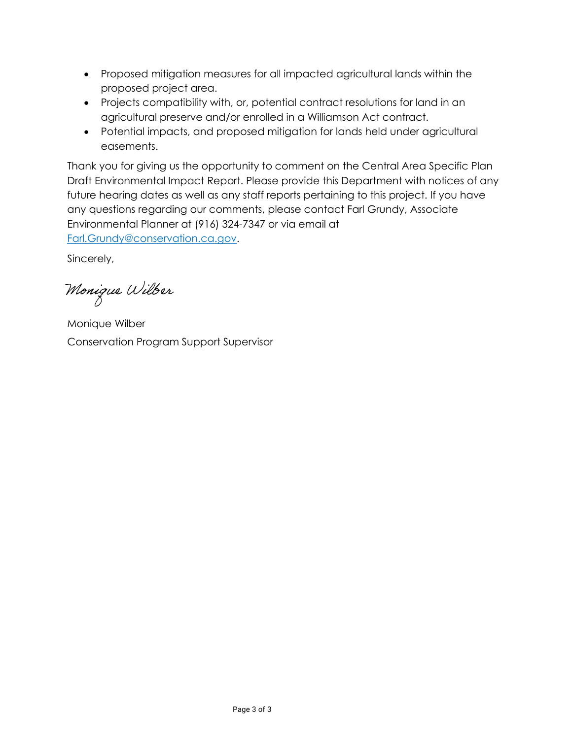- Proposed mitigation measures for all impacted agricultural lands within the proposed project area.
- Projects compatibility with, or, potential contract resolutions for land in an agricultural preserve and/or enrolled in a Williamson Act contract.
- Potential impacts, and proposed mitigation for lands held under agricultural easements.

Thank you for giving us the opportunity to comment on the Central Area Specific Plan Draft Environmental Impact Report. Please provide this Department with notices of any future hearing dates as well as any staff reports pertaining to this project. If you have any questions regarding our comments, please contact Farl Grundy, Associate Environmental Planner at (916) 324-7347 or via email at Farl.Grundy@conservation.ca.gov.

Sincerely,

*Monique Wilber*

Monique Wilber
Conservation Program Support Supervisor